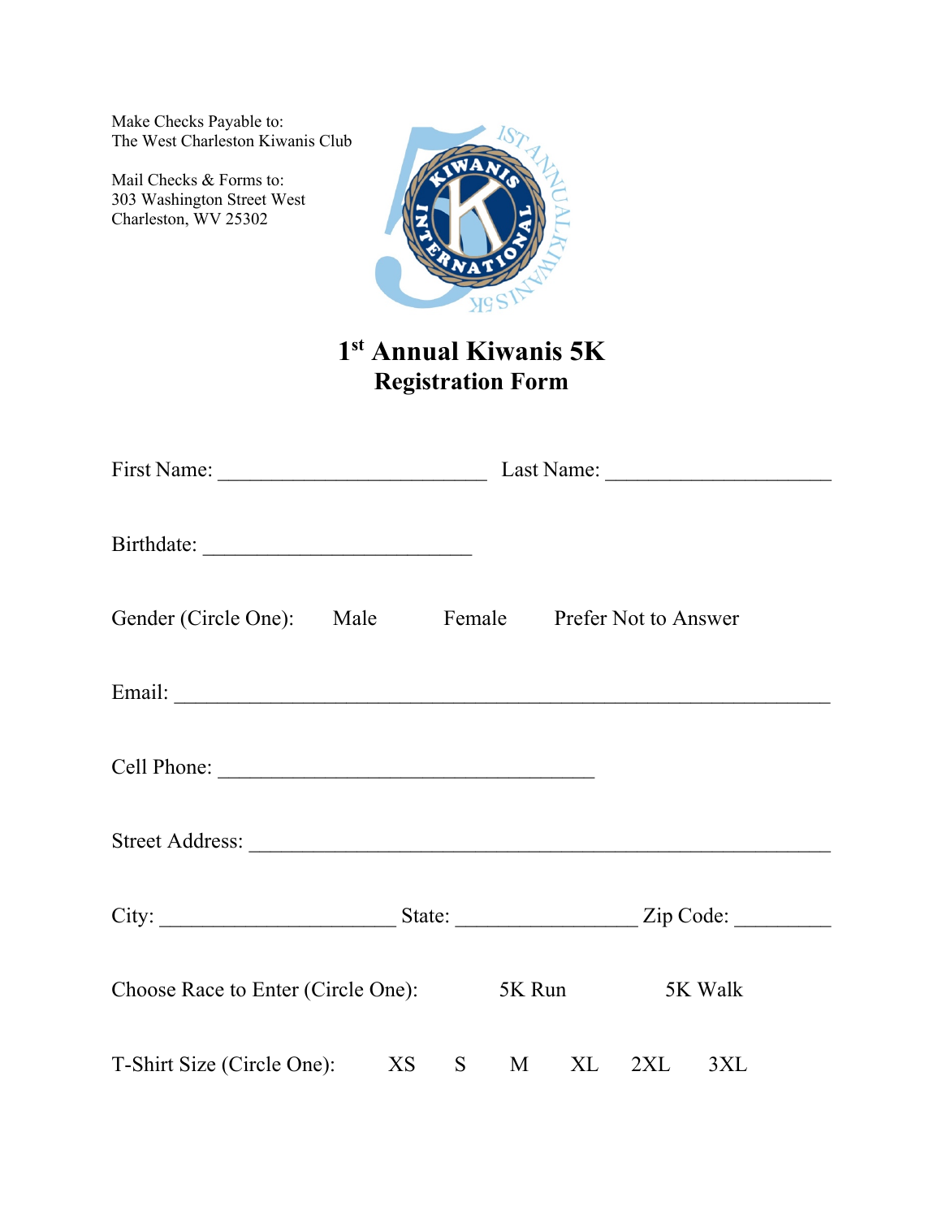Make Checks Payable to:
The West Charleston Kiwanis Club

Mail Checks & Forms to:
303 Washington Street West
Charleston, WV 25302

# 1st Annual Kiwanis 5K
## Registration Form

First Name: __________________________ Last Name: _____________________

Birthdate: __________________________

Gender (Circle One): Male Female Prefer Not to Answer

Email: ______________________________________________________________

Cell Phone: ____________________________________

Street Address: _________________________________________________________

City: ______________________ State: _________________ Zip Code: _________

Choose Race to Enter (Circle One): 5K Run 5K Walk

T-Shirt Size (Circle One): XS S M XL 2XL 3XL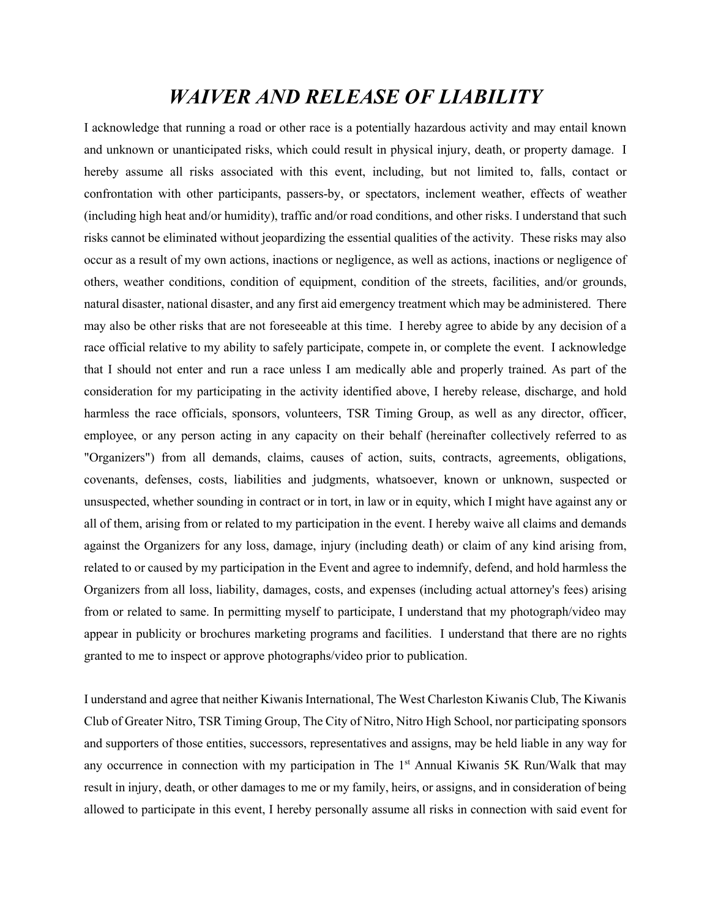# *WAIVER AND RELEASE OF LIABILITY*

I acknowledge that running a road or other race is a potentially hazardous activity and may entail known and unknown or unanticipated risks, which could result in physical injury, death, or property damage. I hereby assume all risks associated with this event, including, but not limited to, falls, contact or confrontation with other participants, passers-by, or spectators, inclement weather, effects of weather (including high heat and/or humidity), traffic and/or road conditions, and other risks. I understand that such risks cannot be eliminated without jeopardizing the essential qualities of the activity. These risks may also occur as a result of my own actions, inactions or negligence, as well as actions, inactions or negligence of others, weather conditions, condition of equipment, condition of the streets, facilities, and/or grounds, natural disaster, national disaster, and any first aid emergency treatment which may be administered. There may also be other risks that are not foreseeable at this time. I hereby agree to abide by any decision of a race official relative to my ability to safely participate, compete in, or complete the event. I acknowledge that I should not enter and run a race unless I am medically able and properly trained. As part of the consideration for my participating in the activity identified above, I hereby release, discharge, and hold harmless the race officials, sponsors, volunteers, TSR Timing Group, as well as any director, officer, employee, or any person acting in any capacity on their behalf (hereinafter collectively referred to as "Organizers") from all demands, claims, causes of action, suits, contracts, agreements, obligations, covenants, defenses, costs, liabilities and judgments, whatsoever, known or unknown, suspected or unsuspected, whether sounding in contract or in tort, in law or in equity, which I might have against any or all of them, arising from or related to my participation in the event. I hereby waive all claims and demands against the Organizers for any loss, damage, injury (including death) or claim of any kind arising from, related to or caused by my participation in the Event and agree to indemnify, defend, and hold harmless the Organizers from all loss, liability, damages, costs, and expenses (including actual attorney's fees) arising from or related to same. In permitting myself to participate, I understand that my photograph/video may appear in publicity or brochures marketing programs and facilities. I understand that there are no rights granted to me to inspect or approve photographs/video prior to publication.

I understand and agree that neither Kiwanis International, The West Charleston Kiwanis Club, The Kiwanis Club of Greater Nitro, TSR Timing Group, The City of Nitro, Nitro High School, nor participating sponsors and supporters of those entities, successors, representatives and assigns, may be held liable in any way for any occurrence in connection with my participation in The 1st Annual Kiwanis 5K Run/Walk that may result in injury, death, or other damages to me or my family, heirs, or assigns, and in consideration of being allowed to participate in this event, I hereby personally assume all risks in connection with said event for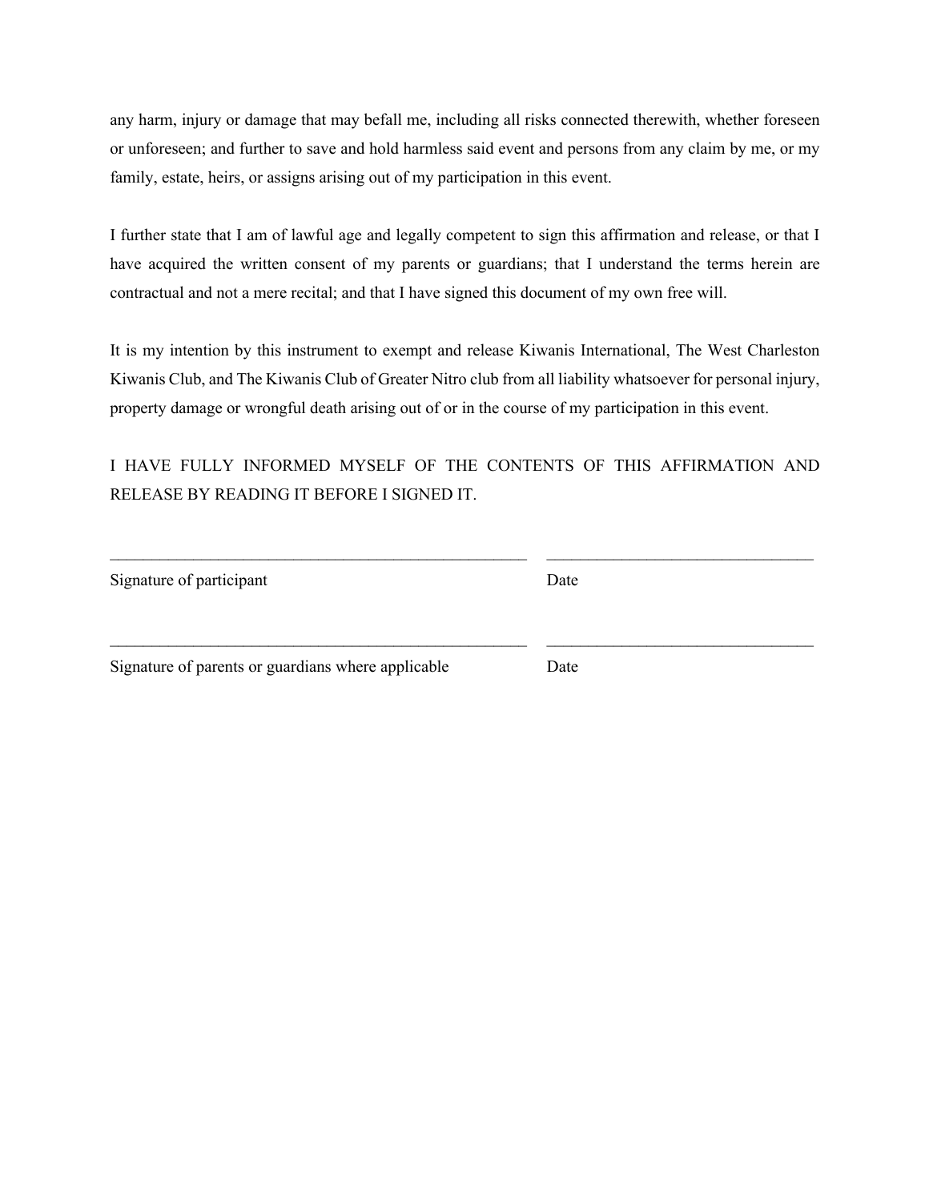any harm, injury or damage that may befall me, including all risks connected therewith, whether foreseen or unforeseen; and further to save and hold harmless said event and persons from any claim by me, or my family, estate, heirs, or assigns arising out of my participation in this event.

I further state that I am of lawful age and legally competent to sign this affirmation and release, or that I have acquired the written consent of my parents or guardians; that I understand the terms herein are contractual and not a mere recital; and that I have signed this document of my own free will.

It is my intention by this instrument to exempt and release Kiwanis International, The West Charleston Kiwanis Club, and The Kiwanis Club of Greater Nitro club from all liability whatsoever for personal injury, property damage or wrongful death arising out of or in the course of my participation in this event.

I HAVE FULLY INFORMED MYSELF OF THE CONTENTS OF THIS AFFIRMATION AND RELEASE BY READING IT BEFORE I SIGNED IT.

_____________________________________________________ _________________________________

Signature of participant Date

_____________________________________________________ _________________________________

Signature of parents or guardians where applicable Date